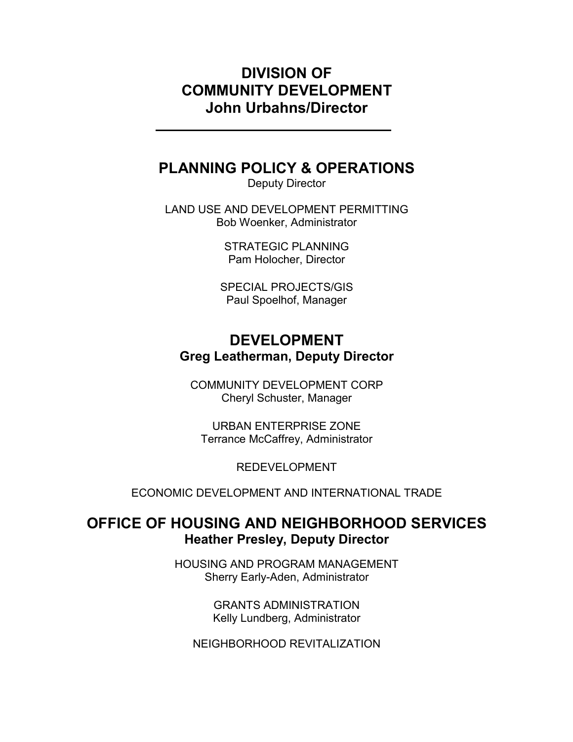# DIVISION OF COMMUNITY DEVELOPMENT
## John Urbahns/Director

---

## PLANNING POLICY & OPERATIONS

Deputy Director

LAND USE AND DEVELOPMENT PERMITTING
Bob Woenker, Administrator

STRATEGIC PLANNING
Pam Holocher, Director

SPECIAL PROJECTS/GIS
Paul Spoelhof, Manager

## DEVELOPMENT

**Greg Leatherman, Deputy Director**

COMMUNITY DEVELOPMENT CORP
Cheryl Schuster, Manager

URBAN ENTERPRISE ZONE
Terrance McCaffrey, Administrator

REDEVELOPMENT

ECONOMIC DEVELOPMENT AND INTERNATIONAL TRADE

## OFFICE OF HOUSING AND NEIGHBORHOOD SERVICES

**Heather Presley, Deputy Director**

HOUSING AND PROGRAM MANAGEMENT
Sherry Early-Aden, Administrator

GRANTS ADMINISTRATION
Kelly Lundberg, Administrator

NEIGHBORHOOD REVITALIZATION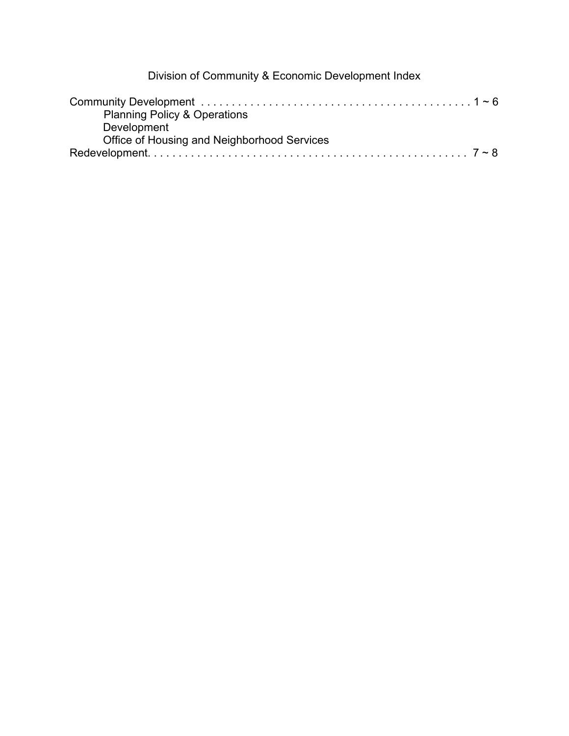# Division of Community & Economic Development Index

Community Development . . . . . . . . . . . . . . . . . . . . . . . . . . . . . . . . . . . . . . . . . . . . 1 ~ 6

- Planning Policy & Operations
- Development
- Office of Housing and Neighborhood Services

Redevelopment. . . . . . . . . . . . . . . . . . . . . . . . . . . . . . . . . . . . . . . . . . . . . . . . . 7 ~ 8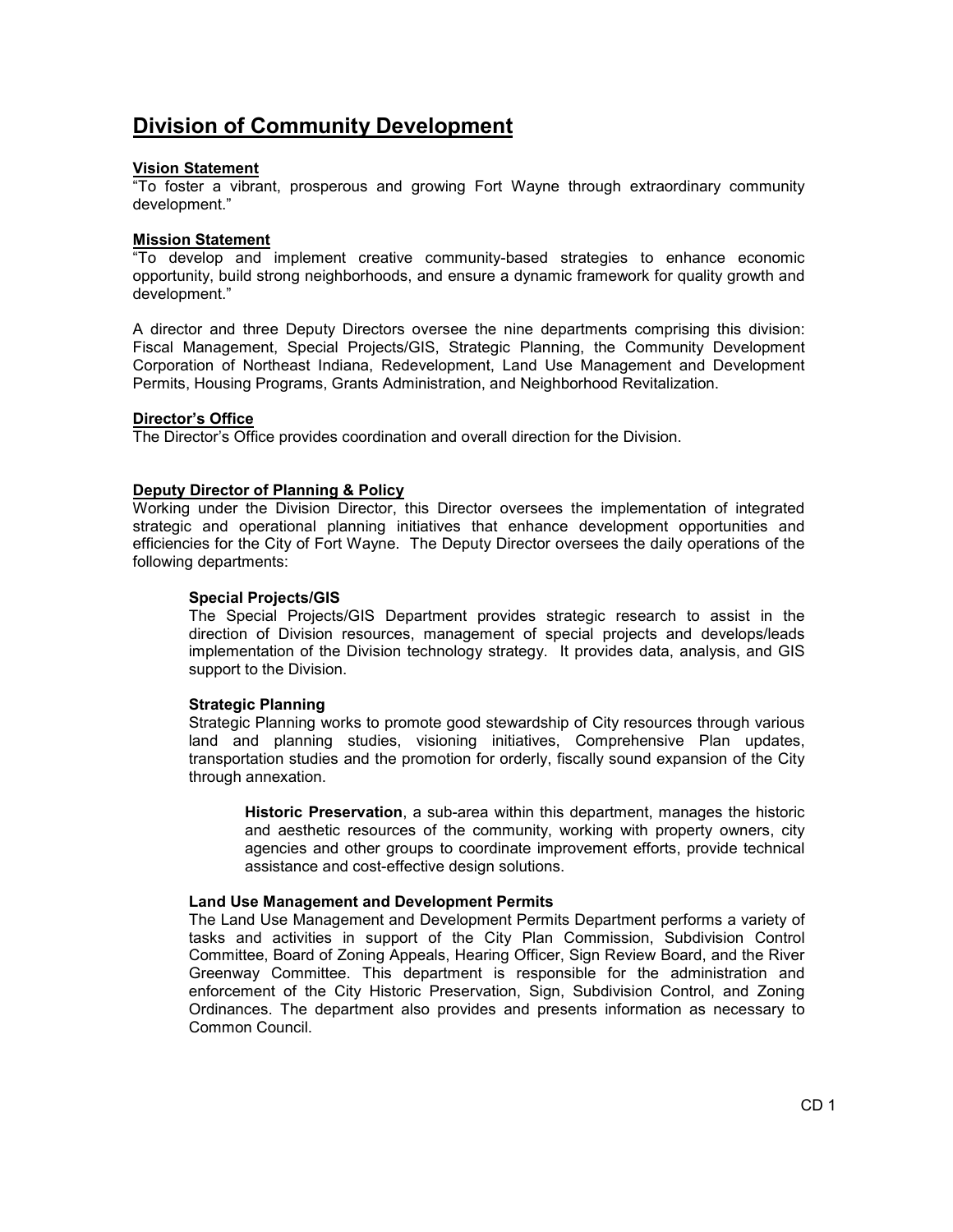# Division of Community Development

**Vision Statement**

"To foster a vibrant, prosperous and growing Fort Wayne through extraordinary community development."

**Mission Statement**

"To develop and implement creative community-based strategies to enhance economic opportunity, build strong neighborhoods, and ensure a dynamic framework for quality growth and development."

A director and three Deputy Directors oversee the nine departments comprising this division: Fiscal Management, Special Projects/GIS, Strategic Planning, the Community Development Corporation of Northeast Indiana, Redevelopment, Land Use Management and Development Permits, Housing Programs, Grants Administration, and Neighborhood Revitalization.

**Director's Office**

The Director's Office provides coordination and overall direction for the Division.

**Deputy Director of Planning & Policy**

Working under the Division Director, this Director oversees the implementation of integrated strategic and operational planning initiatives that enhance development opportunities and efficiencies for the City of Fort Wayne. The Deputy Director oversees the daily operations of the following departments:

**Special Projects/GIS**

The Special Projects/GIS Department provides strategic research to assist in the direction of Division resources, management of special projects and develops/leads implementation of the Division technology strategy. It provides data, analysis, and GIS support to the Division.

**Strategic Planning**

Strategic Planning works to promote good stewardship of City resources through various land and planning studies, visioning initiatives, Comprehensive Plan updates, transportation studies and the promotion for orderly, fiscally sound expansion of the City through annexation.

**Historic Preservation**, a sub-area within this department, manages the historic and aesthetic resources of the community, working with property owners, city agencies and other groups to coordinate improvement efforts, provide technical assistance and cost-effective design solutions.

**Land Use Management and Development Permits**

The Land Use Management and Development Permits Department performs a variety of tasks and activities in support of the City Plan Commission, Subdivision Control Committee, Board of Zoning Appeals, Hearing Officer, Sign Review Board, and the River Greenway Committee. This department is responsible for the administration and enforcement of the City Historic Preservation, Sign, Subdivision Control, and Zoning Ordinances. The department also provides and presents information as necessary to Common Council.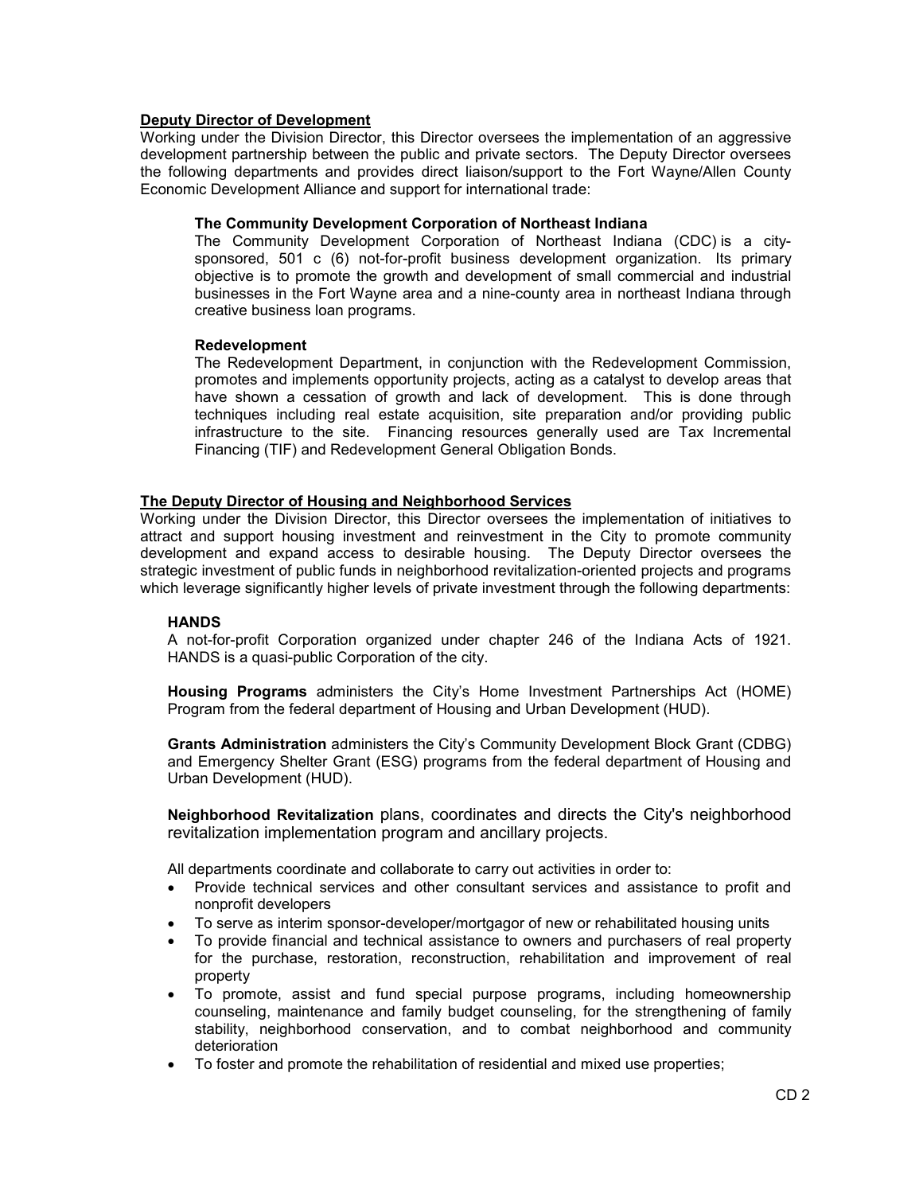**Deputy Director of Development**

Working under the Division Director, this Director oversees the implementation of an aggressive development partnership between the public and private sectors. The Deputy Director oversees the following departments and provides direct liaison/support to the Fort Wayne/Allen County Economic Development Alliance and support for international trade:

**The Community Development Corporation of Northeast Indiana**

The Community Development Corporation of Northeast Indiana (CDC) is a city-sponsored, 501 c (6) not-for-profit business development organization. Its primary objective is to promote the growth and development of small commercial and industrial businesses in the Fort Wayne area and a nine-county area in northeast Indiana through creative business loan programs.

**Redevelopment**

The Redevelopment Department, in conjunction with the Redevelopment Commission, promotes and implements opportunity projects, acting as a catalyst to develop areas that have shown a cessation of growth and lack of development. This is done through techniques including real estate acquisition, site preparation and/or providing public infrastructure to the site. Financing resources generally used are Tax Incremental Financing (TIF) and Redevelopment General Obligation Bonds.

**The Deputy Director of Housing and Neighborhood Services**

Working under the Division Director, this Director oversees the implementation of initiatives to attract and support housing investment and reinvestment in the City to promote community development and expand access to desirable housing. The Deputy Director oversees the strategic investment of public funds in neighborhood revitalization-oriented projects and programs which leverage significantly higher levels of private investment through the following departments:

**HANDS**

A not-for-profit Corporation organized under chapter 246 of the Indiana Acts of 1921. HANDS is a quasi-public Corporation of the city.

**Housing Programs** administers the City's Home Investment Partnerships Act (HOME) Program from the federal department of Housing and Urban Development (HUD).

**Grants Administration** administers the City's Community Development Block Grant (CDBG) and Emergency Shelter Grant (ESG) programs from the federal department of Housing and Urban Development (HUD).

**Neighborhood Revitalization** plans, coordinates and directs the City's neighborhood revitalization implementation program and ancillary projects.

All departments coordinate and collaborate to carry out activities in order to:

- Provide technical services and other consultant services and assistance to profit and nonprofit developers
- To serve as interim sponsor-developer/mortgagor of new or rehabilitated housing units
- To provide financial and technical assistance to owners and purchasers of real property for the purchase, restoration, reconstruction, rehabilitation and improvement of real property
- To promote, assist and fund special purpose programs, including homeownership counseling, maintenance and family budget counseling, for the strengthening of family stability, neighborhood conservation, and to combat neighborhood and community deterioration
- To foster and promote the rehabilitation of residential and mixed use properties;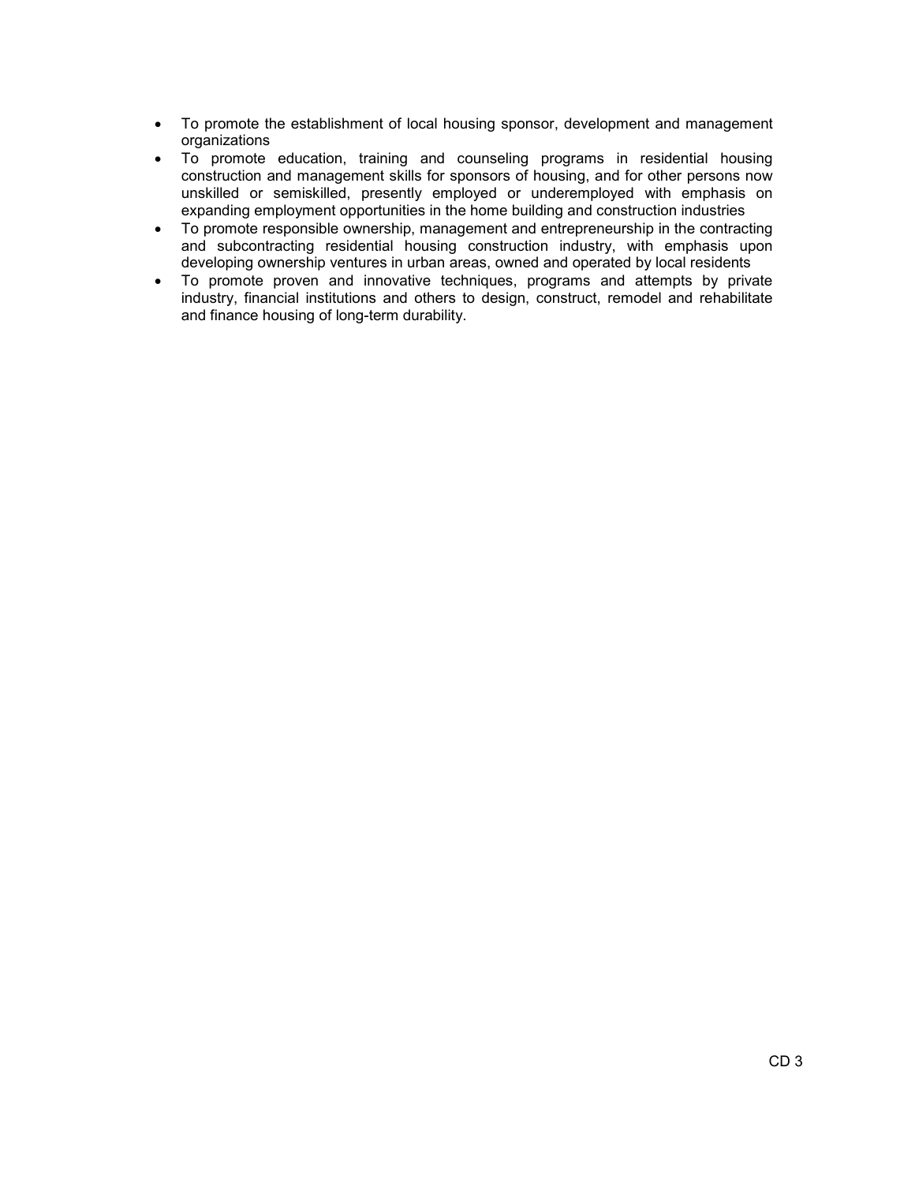- To promote the establishment of local housing sponsor, development and management organizations
- To promote education, training and counseling programs in residential housing construction and management skills for sponsors of housing, and for other persons now unskilled or semiskilled, presently employed or underemployed with emphasis on expanding employment opportunities in the home building and construction industries
- To promote responsible ownership, management and entrepreneurship in the contracting and subcontracting residential housing construction industry, with emphasis upon developing ownership ventures in urban areas, owned and operated by local residents
- To promote proven and innovative techniques, programs and attempts by private industry, financial institutions and others to design, construct, remodel and rehabilitate and finance housing of long-term durability.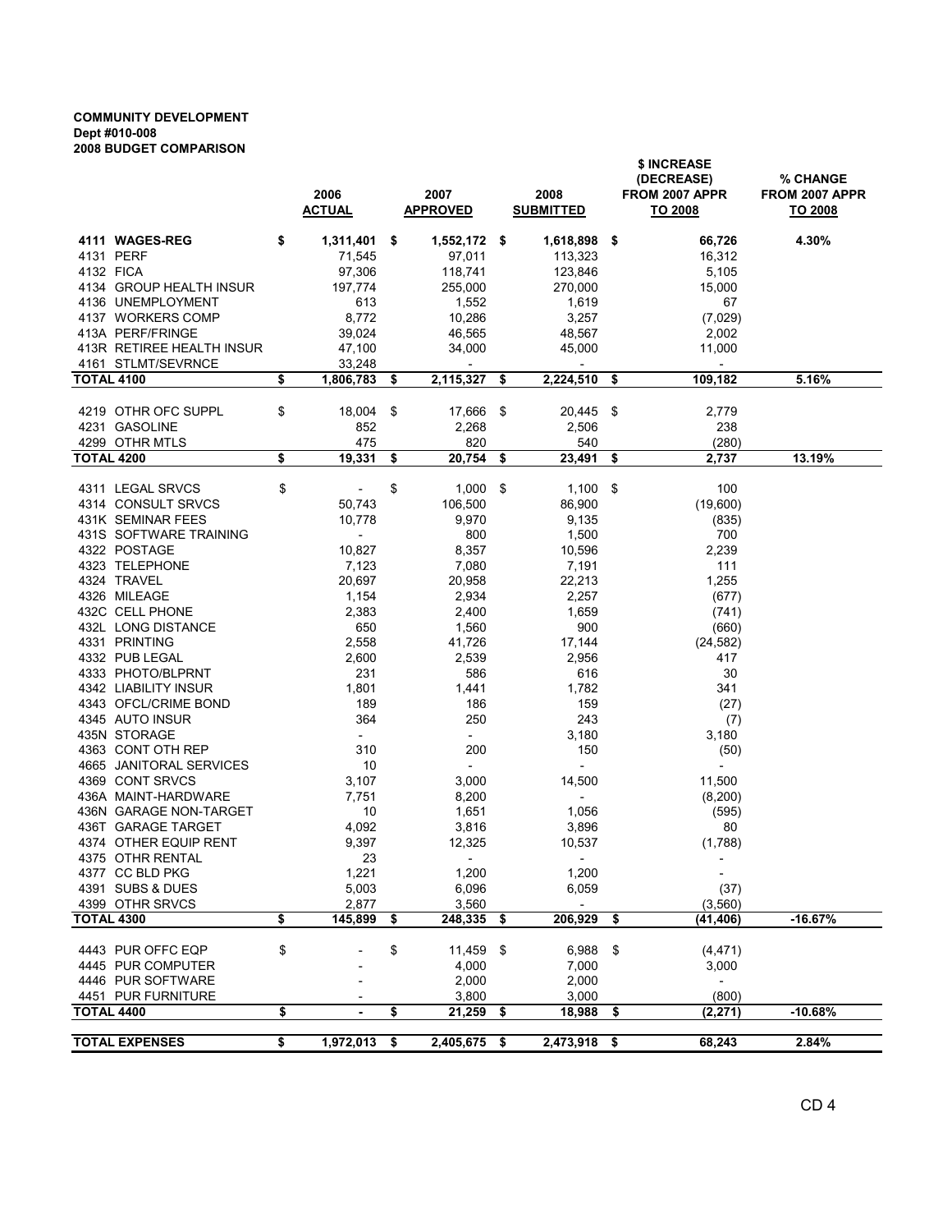**COMMUNITY DEVELOPMENT**
**Dept #010-008**
**2008 BUDGET COMPARISON**

| | 2006 ACTUAL | 2007 APPROVED | 2008 SUBMITTED | $ INCREASE (DECREASE) FROM 2007 APPR TO 2008 | % CHANGE FROM 2007 APPR TO 2008 |
|---|---|---|---|---|---|
| **4111 WAGES-REG** | **$ 1,311,401** | **$ 1,552,172** | **$ 1,618,898** | **$ 66,726** | **4.30%** |
| 4131 PERF | 71,545 | 97,011 | 113,323 | 16,312 | |
| 4132 FICA | 97,306 | 118,741 | 123,846 | 5,105 | |
| 4134 GROUP HEALTH INSUR | 197,774 | 255,000 | 270,000 | 15,000 | |
| 4136 UNEMPLOYMENT | 613 | 1,552 | 1,619 | 67 | |
| 4137 WORKERS COMP | 8,772 | 10,286 | 3,257 | (7,029) | |
| 413A PERF/FRINGE | 39,024 | 46,565 | 48,567 | 2,002 | |
| 413R RETIREE HEALTH INSUR | 47,100 | 34,000 | 45,000 | 11,000 | |
| 4161 STLMT/SEVRNCE | 33,248 | - | - | - | |
| **TOTAL 4100** | **$ 1,806,783** | **$ 2,115,327** | **$ 2,224,510** | **$ 109,182** | **5.16%** |
| 4219 OTHR OFC SUPPL | $ 18,004 | $ 17,666 | $ 20,445 | $ 2,779 | |
| 4231 GASOLINE | 852 | 2,268 | 2,506 | 238 | |
| 4299 OTHR MTLS | 475 | 820 | 540 | (280) | |
| **TOTAL 4200** | **$ 19,331** | **$ 20,754** | **$ 23,491** | **$ 2,737** | **13.19%** |
| 4311 LEGAL SRVCS | $ - | $ 1,000 | $ 1,100 | $ 100 | |
| 4314 CONSULT SRVCS | 50,743 | 106,500 | 86,900 | (19,600) | |
| 431K SEMINAR FEES | 10,778 | 9,970 | 9,135 | (835) | |
| 431S SOFTWARE TRAINING | - | 800 | 1,500 | 700 | |
| 4322 POSTAGE | 10,827 | 8,357 | 10,596 | 2,239 | |
| 4323 TELEPHONE | 7,123 | 7,080 | 7,191 | 111 | |
| 4324 TRAVEL | 20,697 | 20,958 | 22,213 | 1,255 | |
| 4326 MILEAGE | 1,154 | 2,934 | 2,257 | (677) | |
| 432C CELL PHONE | 2,383 | 2,400 | 1,659 | (741) | |
| 432L LONG DISTANCE | 650 | 1,560 | 900 | (660) | |
| 4331 PRINTING | 2,558 | 41,726 | 17,144 | (24,582) | |
| 4332 PUB LEGAL | 2,600 | 2,539 | 2,956 | 417 | |
| 4333 PHOTO/BLPRNT | 231 | 586 | 616 | 30 | |
| 4342 LIABILITY INSUR | 1,801 | 1,441 | 1,782 | 341 | |
| 4343 OFCL/CRIME BOND | 189 | 186 | 159 | (27) | |
| 4345 AUTO INSUR | 364 | 250 | 243 | (7) | |
| 435N STORAGE | - | - | 3,180 | 3,180 | |
| 4363 CONT OTH REP | 310 | 200 | 150 | (50) | |
| 4665 JANITORAL SERVICES | 10 | - | - | - | |
| 4369 CONT SRVCS | 3,107 | 3,000 | 14,500 | 11,500 | |
| 436A MAINT-HARDWARE | 7,751 | 8,200 | - | (8,200) | |
| 436N GARAGE NON-TARGET | 10 | 1,651 | 1,056 | (595) | |
| 436T GARAGE TARGET | 4,092 | 3,816 | 3,896 | 80 | |
| 4374 OTHER EQUIP RENT | 9,397 | 12,325 | 10,537 | (1,788) | |
| 4375 OTHR RENTAL | 23 | - | - | - | |
| 4377 CC BLD PKG | 1,221 | 1,200 | 1,200 | - | |
| 4391 SUBS & DUES | 5,003 | 6,096 | 6,059 | (37) | |
| 4399 OTHR SRVCS | 2,877 | 3,560 | - | (3,560) | |
| **TOTAL 4300** | **$ 145,899** | **$ 248,335** | **$ 206,929** | **$ (41,406)** | **-16.67%** |
| 4443 PUR OFFC EQP | $ - | $ 11,459 | $ 6,988 | $ (4,471) | |
| 4445 PUR COMPUTER | - | 4,000 | 7,000 | 3,000 | |
| 4446 PUR SOFTWARE | - | 2,000 | 2,000 | - | |
| 4451 PUR FURNITURE | - | 3,800 | 3,000 | (800) | |
| **TOTAL 4400** | **$ -** | **$ 21,259** | **$ 18,988** | **$ (2,271)** | **-10.68%** |
| **TOTAL EXPENSES** | **$ 1,972,013** | **$ 2,405,675** | **$ 2,473,918** | **$ 68,243** | **2.84%** |

CD 4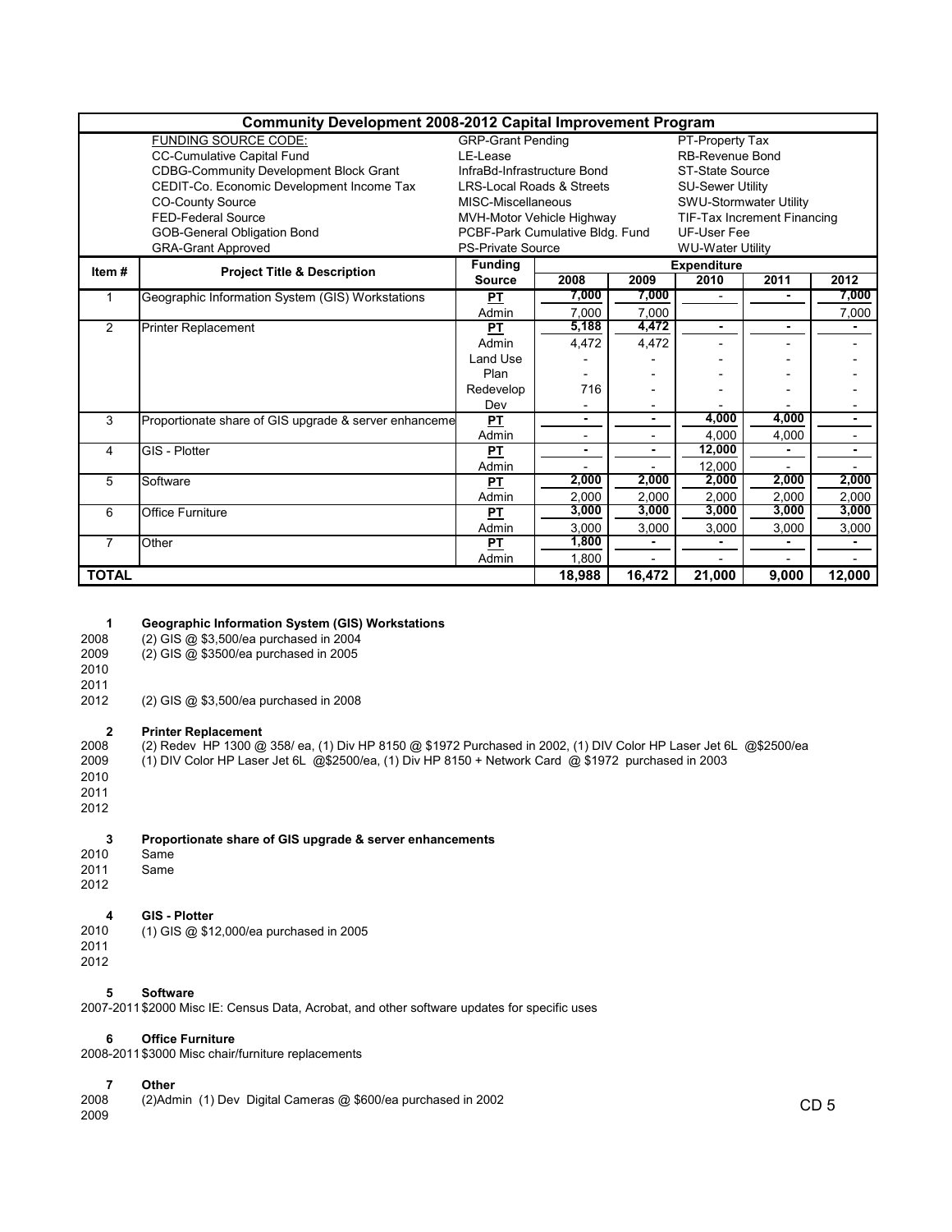# Community Development 2008-2012 Capital Improvement Program

| FUNDING SOURCE CODE: | | |
|---|---|---|
| CC-Cumulative Capital Fund | GRP-Grant Pending | PT-Property Tax |
| CDBG-Community Development Block Grant | LE-Lease | RB-Revenue Bond |
| CEDIT-Co. Economic Development Income Tax | InfraBd-Infrastructure Bond | ST-State Source |
| CO-County Source | LRS-Local Roads & Streets | SU-Sewer Utility |
| FED-Federal Source | MISC-Miscellaneous | SWU-Stormwater Utility |
| GOB-General Obligation Bond | MVH-Motor Vehicle Highway | TIF-Tax Increment Financing |
| GRA-Grant Approved | PCBF-Park Cumulative Bldg. Fund | UF-User Fee |
| | PS-Private Source | WU-Water Utility |

| Item # | Project Title & Description | Funding Source | Expenditure 2008 | 2009 | 2010 | 2011 | 2012 |
|---|---|---|---|---|---|---|---|
| 1 | Geographic Information System (GIS) Workstations | PT | 7,000 | 7,000 | - | - | 7,000 |
| | | Admin | 7,000 | 7,000 | | | 7,000 |
| 2 | Printer Replacement | PT | 5,188 | 4,472 | - | - | - |
| | | Admin | 4,472 | 4,472 | - | - | - |
| | | Land Use | - | - | - | - | - |
| | | Plan | - | - | - | - | - |
| | | Redevelop | 716 | - | - | - | - |
| | | Dev | - | - | - | - | - |
| 3 | Proportionate share of GIS upgrade & server enhanceme | PT | - | - | 4,000 | 4,000 | - |
| | | Admin | - | - | 4,000 | 4,000 | - |
| 4 | GIS - Plotter | PT | - | - | 12,000 | - | - |
| | | Admin | - | - | 12,000 | - | - |
| 5 | Software | PT | 2,000 | 2,000 | 2,000 | 2,000 | 2,000 |
| | | Admin | 2,000 | 2,000 | 2,000 | 2,000 | 2,000 |
| 6 | Office Furniture | PT | 3,000 | 3,000 | 3,000 | 3,000 | 3,000 |
| | | Admin | 3,000 | 3,000 | 3,000 | 3,000 | 3,000 |
| 7 | Other | PT | 1,800 | - | - | - | - |
| | | Admin | 1,800 | - | - | - | - |
| **TOTAL** | | | **18,988** | **16,472** | **21,000** | **9,000** | **12,000** |

**1 Geographic Information System (GIS) Workstations**

2008 (2) GIS @ $3,500/ea purchased in 2004
2009 (2) GIS @ $3500/ea purchased in 2005
2010
2011
2012 (2) GIS @ $3,500/ea purchased in 2008

**2 Printer Replacement**

2008 (2) Redev HP 1300 @ 358/ ea, (1) Div HP 8150 @ $1972 Purchased in 2002, (1) DIV Color HP Laser Jet 6L @$2500/ea
2009 (1) DIV Color HP Laser Jet 6L @$2500/ea, (1) Div HP 8150 + Network Card @ $1972 purchased in 2003
2010
2011
2012

**3 Proportionate share of GIS upgrade & server enhancements**

2010 Same
2011 Same
2012

**4 GIS - Plotter**

2010 (1) GIS @ $12,000/ea purchased in 2005
2011
2012

**5 Software**

2007-2011 $2000 Misc IE: Census Data, Acrobat, and other software updates for specific uses

**6 Office Furniture**

2008-2011 $3000 Misc chair/furniture replacements

**7 Other**

2008 (2)Admin (1) Dev Digital Cameras @ $600/ea purchased in 2002
2009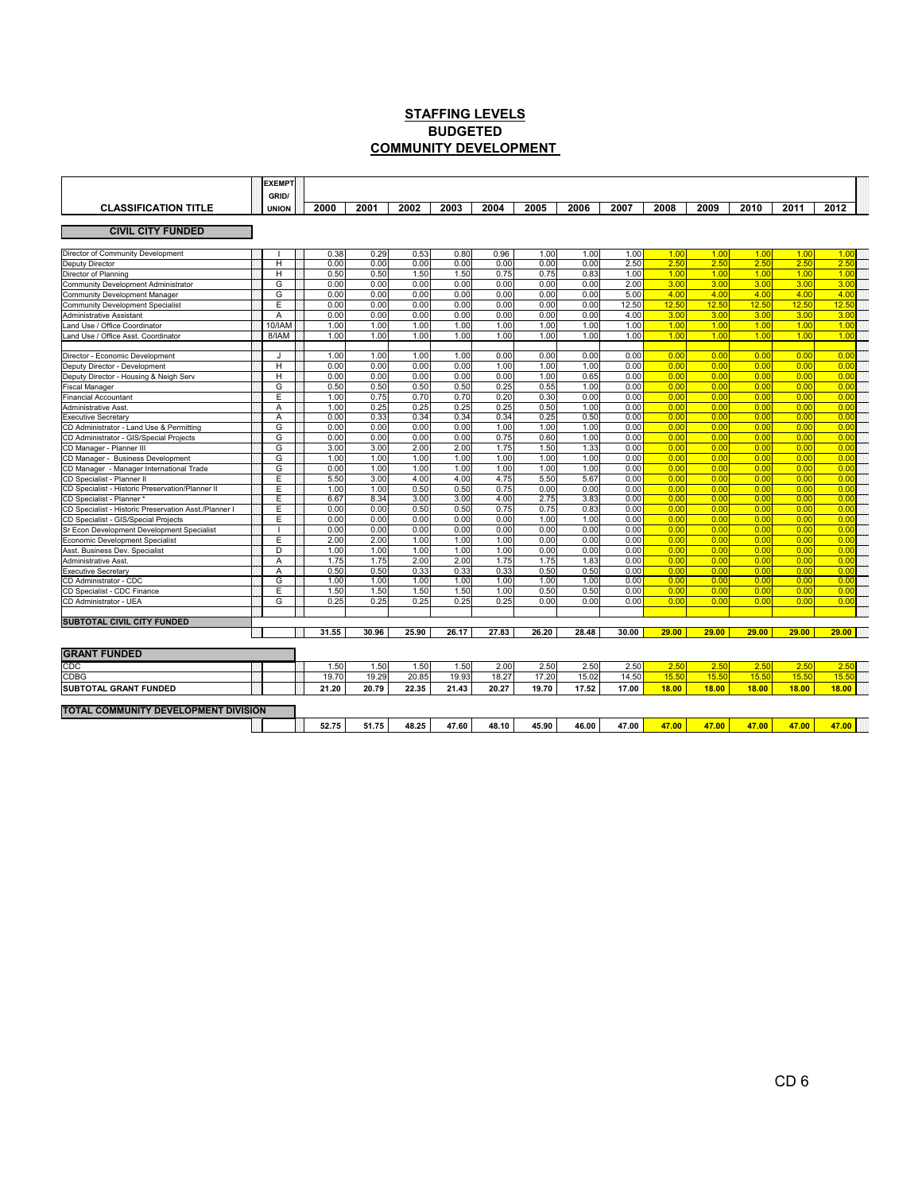## STAFFING LEVELS
## BUDGETED
## COMMUNITY DEVELOPMENT

| CLASSIFICATION TITLE | EXEMPT GRID/ UNION | 2000 | 2001 | 2002 | 2003 | 2004 | 2005 | 2006 | 2007 | 2008 | 2009 | 2010 | 2011 | 2012 |
|---|---|---|---|---|---|---|---|---|---|---|---|---|---|---|
| **CIVIL CITY FUNDED** | | | | | | | | | | | | | | |
| Director of Community Development | I | 0.38 | 0.29 | 0.53 | 0.80 | 0.96 | 1.00 | 1.00 | 1.00 | 1.00 | 1.00 | 1.00 | 1.00 | 1.00 |
| Deputy Director | H | 0.00 | 0.00 | 0.00 | 0.00 | 0.00 | 0.00 | 0.00 | 2.50 | 2.50 | 2.50 | 2.50 | 2.50 | 2.50 |
| Director of Planning | H | 0.50 | 0.50 | 1.50 | 1.50 | 0.75 | 0.75 | 0.83 | 1.00 | 1.00 | 1.00 | 1.00 | 1.00 | 1.00 |
| Community Development Administrator | G | 0.00 | 0.00 | 0.00 | 0.00 | 0.00 | 0.00 | 0.00 | 2.00 | 3.00 | 3.00 | 3.00 | 3.00 | 3.00 |
| Community Development Manager | G | 0.00 | 0.00 | 0.00 | 0.00 | 0.00 | 0.00 | 0.00 | 5.00 | 4.00 | 4.00 | 4.00 | 4.00 | 4.00 |
| Community Development Specialist | E | 0.00 | 0.00 | 0.00 | 0.00 | 0.00 | 0.00 | 0.00 | 12.50 | 12.50 | 12.50 | 12.50 | 12.50 | 12.50 |
| Administrative Assistant | A | 0.00 | 0.00 | 0.00 | 0.00 | 0.00 | 0.00 | 0.00 | 4.00 | 3.00 | 3.00 | 3.00 | 3.00 | 3.00 |
| Land Use / Office Coordinator | 10/IAM | 1.00 | 1.00 | 1.00 | 1.00 | 1.00 | 1.00 | 1.00 | 1.00 | 1.00 | 1.00 | 1.00 | 1.00 | 1.00 |
| Land Use / Office Asst. Coordinator | 8/IAM | 1.00 | 1.00 | 1.00 | 1.00 | 1.00 | 1.00 | 1.00 | 1.00 | 1.00 | 1.00 | 1.00 | 1.00 | 1.00 |
| | | | | | | | | | | | | | | |
| Director - Economic Development | J | 1.00 | 1.00 | 1.00 | 1.00 | 0.00 | 0.00 | 0.00 | 0.00 | 0.00 | 0.00 | 0.00 | 0.00 | 0.00 |
| Deputy Director - Development | H | 0.00 | 0.00 | 0.00 | 0.00 | 1.00 | 1.00 | 1.00 | 0.00 | 0.00 | 0.00 | 0.00 | 0.00 | 0.00 |
| Deputy Director - Housing & Neigh Serv | H | 0.00 | 0.00 | 0.00 | 0.00 | 0.00 | 1.00 | 0.65 | 0.00 | 0.00 | 0.00 | 0.00 | 0.00 | 0.00 |
| Fiscal Manager | G | 0.50 | 0.50 | 0.50 | 0.50 | 0.25 | 0.55 | 1.00 | 0.00 | 0.00 | 0.00 | 0.00 | 0.00 | 0.00 |
| Financial Accountant | E | 1.00 | 0.75 | 0.70 | 0.70 | 0.20 | 0.30 | 0.00 | 0.00 | 0.00 | 0.00 | 0.00 | 0.00 | 0.00 |
| Administrative Asst. | A | 1.00 | 0.25 | 0.25 | 0.25 | 0.25 | 0.50 | 1.00 | 0.00 | 0.00 | 0.00 | 0.00 | 0.00 | 0.00 |
| Executive Secretary | A | 0.00 | 0.33 | 0.34 | 0.34 | 0.34 | 0.25 | 0.50 | 0.00 | 0.00 | 0.00 | 0.00 | 0.00 | 0.00 |
| CD Administrator - Land Use & Permitting | G | 0.00 | 0.00 | 0.00 | 0.00 | 1.00 | 1.00 | 1.00 | 0.00 | 0.00 | 0.00 | 0.00 | 0.00 | 0.00 |
| CD Administrator - GIS/Special Projects | G | 0.00 | 0.00 | 0.00 | 0.00 | 0.75 | 0.60 | 1.00 | 0.00 | 0.00 | 0.00 | 0.00 | 0.00 | 0.00 |
| CD Manager - Planner III | G | 3.00 | 3.00 | 2.00 | 2.00 | 1.75 | 1.50 | 1.33 | 0.00 | 0.00 | 0.00 | 0.00 | 0.00 | 0.00 |
| CD Manager - Business Development | G | 1.00 | 1.00 | 1.00 | 1.00 | 1.00 | 1.00 | 1.00 | 0.00 | 0.00 | 0.00 | 0.00 | 0.00 | 0.00 |
| CD Manager - Manager International Trade | G | 0.00 | 1.00 | 1.00 | 1.00 | 1.00 | 1.00 | 1.00 | 0.00 | 0.00 | 0.00 | 0.00 | 0.00 | 0.00 |
| CD Specialist - Planner II | E | 5.50 | 3.00 | 4.00 | 4.00 | 4.75 | 5.50 | 5.67 | 0.00 | 0.00 | 0.00 | 0.00 | 0.00 | 0.00 |
| CD Specialist - Historic Preservation/Planner II | E | 1.00 | 1.00 | 0.50 | 0.50 | 0.75 | 0.00 | 0.00 | 0.00 | 0.00 | 0.00 | 0.00 | 0.00 | 0.00 |
| CD Specialist - Planner * | E | 6.67 | 8.34 | 3.00 | 3.00 | 4.00 | 2.75 | 3.83 | 0.00 | 0.00 | 0.00 | 0.00 | 0.00 | 0.00 |
| CD Specialist - Historic Preservation Asst./Planner I | E | 0.00 | 0.00 | 0.50 | 0.50 | 0.75 | 0.75 | 0.83 | 0.00 | 0.00 | 0.00 | 0.00 | 0.00 | 0.00 |
| CD Specialist - GIS/Special Projects | E | 0.00 | 0.00 | 0.00 | 0.00 | 0.00 | 1.00 | 1.00 | 0.00 | 0.00 | 0.00 | 0.00 | 0.00 | 0.00 |
| Sr Econ Development Development Specialist | I | 0.00 | 0.00 | 0.00 | 0.00 | 0.00 | 0.00 | 0.00 | 0.00 | 0.00 | 0.00 | 0.00 | 0.00 | 0.00 |
| Economic Development Specialist | E | 2.00 | 2.00 | 1.00 | 1.00 | 1.00 | 0.00 | 0.00 | 0.00 | 0.00 | 0.00 | 0.00 | 0.00 | 0.00 |
| Asst. Business Dev. Specialist | D | 1.00 | 1.00 | 1.00 | 1.00 | 1.00 | 0.00 | 0.00 | 0.00 | 0.00 | 0.00 | 0.00 | 0.00 | 0.00 |
| Administrative Asst. | A | 1.75 | 1.75 | 2.00 | 2.00 | 1.75 | 1.75 | 1.83 | 0.00 | 0.00 | 0.00 | 0.00 | 0.00 | 0.00 |
| Executive Secretary | A | 0.50 | 0.50 | 0.33 | 0.33 | 0.33 | 0.50 | 0.50 | 0.00 | 0.00 | 0.00 | 0.00 | 0.00 | 0.00 |
| CD Administrator - CDC | G | 1.00 | 1.00 | 1.00 | 1.00 | 1.00 | 1.00 | 1.00 | 0.00 | 0.00 | 0.00 | 0.00 | 0.00 | 0.00 |
| CD Specialist - CDC Finance | E | 1.50 | 1.50 | 1.50 | 1.50 | 1.00 | 0.50 | 0.50 | 0.00 | 0.00 | 0.00 | 0.00 | 0.00 | 0.00 |
| CD Administrator - UEA | G | 0.25 | 0.25 | 0.25 | 0.25 | 0.25 | 0.00 | 0.00 | 0.00 | 0.00 | 0.00 | 0.00 | 0.00 | 0.00 |
| **SUBTOTAL CIVIL CITY FUNDED** | | **31.55** | **30.96** | **25.90** | **26.17** | **27.83** | **26.20** | **28.48** | **30.00** | **29.00** | **29.00** | **29.00** | **29.00** | **29.00** |
| **GRANT FUNDED** | | | | | | | | | | | | | | |
| CDC | | 1.50 | 1.50 | 1.50 | 1.50 | 2.00 | 2.50 | 2.50 | 2.50 | 2.50 | 2.50 | 2.50 | 2.50 | 2.50 |
| CDBG | | 19.70 | 19.29 | 20.85 | 19.93 | 18.27 | 17.20 | 15.02 | 14.50 | 15.50 | 15.50 | 15.50 | 15.50 | 15.50 |
| **SUBTOTAL GRANT FUNDED** | | **21.20** | **20.79** | **22.35** | **21.43** | **20.27** | **19.70** | **17.52** | **17.00** | **18.00** | **18.00** | **18.00** | **18.00** | **18.00** |
| **TOTAL COMMUNITY DEVELOPMENT DIVISION** | | **52.75** | **51.75** | **48.25** | **47.60** | **48.10** | **45.90** | **46.00** | **47.00** | **47.00** | **47.00** | **47.00** | **47.00** | **47.00** |

CD 6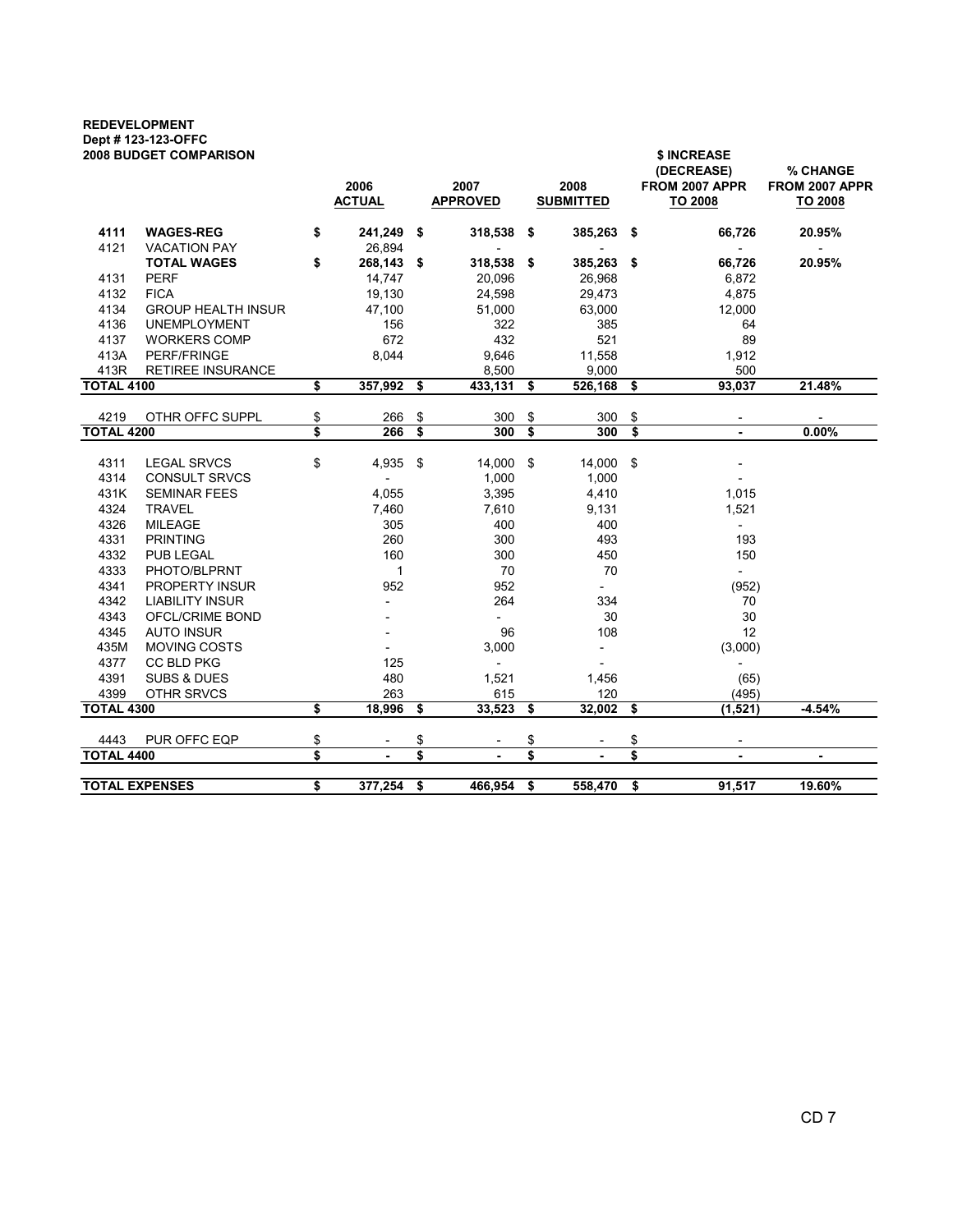**REDEVELOPMENT**
**Dept # 123-123-OFFC**
**2008 BUDGET COMPARISON**

| | | 2006 ACTUAL | 2007 APPROVED | 2008 SUBMITTED | $ INCREASE (DECREASE) FROM 2007 APPR TO 2008 | % CHANGE FROM 2007 APPR TO 2008 |
|---|---|---|---|---|---|---|
| **4111** | **WAGES-REG** | **$ 241,249** | **$ 318,538** | **$ 385,263** | **$ 66,726** | **20.95%** |
| 4121 | VACATION PAY | 26,894 | - | - | - | - |
| | **TOTAL WAGES** | **$ 268,143** | **$ 318,538** | **$ 385,263** | **$ 66,726** | **20.95%** |
| 4131 | PERF | 14,747 | 20,096 | 26,968 | 6,872 | |
| 4132 | FICA | 19,130 | 24,598 | 29,473 | 4,875 | |
| 4134 | GROUP HEALTH INSUR | 47,100 | 51,000 | 63,000 | 12,000 | |
| 4136 | UNEMPLOYMENT | 156 | 322 | 385 | 64 | |
| 4137 | WORKERS COMP | 672 | 432 | 521 | 89 | |
| 413A | PERF/FRINGE | 8,044 | 9,646 | 11,558 | 1,912 | |
| 413R | RETIREE INSURANCE | | 8,500 | 9,000 | 500 | |
| **TOTAL 4100** | | **$ 357,992** | **$ 433,131** | **$ 526,168** | **$ 93,037** | **21.48%** |
| 4219 | OTHR OFFC SUPPL | $ 266 | $ 300 | $ 300 | $ - | - |
| **TOTAL 4200** | | **$ 266** | **$ 300** | **$ 300** | **$ -** | **0.00%** |
| 4311 | LEGAL SRVCS | $ 4,935 | $ 14,000 | $ 14,000 | $ - | |
| 4314 | CONSULT SRVCS | - | 1,000 | 1,000 | - | |
| 431K | SEMINAR FEES | 4,055 | 3,395 | 4,410 | 1,015 | |
| 4324 | TRAVEL | 7,460 | 7,610 | 9,131 | 1,521 | |
| 4326 | MILEAGE | 305 | 400 | 400 | - | |
| 4331 | PRINTING | 260 | 300 | 493 | 193 | |
| 4332 | PUB LEGAL | 160 | 300 | 450 | 150 | |
| 4333 | PHOTO/BLPRNT | 1 | 70 | 70 | - | |
| 4341 | PROPERTY INSUR | 952 | 952 | - | (952) | |
| 4342 | LIABILITY INSUR | - | 264 | 334 | 70 | |
| 4343 | OFCL/CRIME BOND | - | - | 30 | 30 | |
| 4345 | AUTO INSUR | - | 96 | 108 | 12 | |
| 435M | MOVING COSTS | - | 3,000 | - | (3,000) | |
| 4377 | CC BLD PKG | 125 | - | - | - | |
| 4391 | SUBS & DUES | 480 | 1,521 | 1,456 | (65) | |
| 4399 | OTHR SRVCS | 263 | 615 | 120 | (495) | |
| **TOTAL 4300** | | **$ 18,996** | **$ 33,523** | **$ 32,002** | **$ (1,521)** | **-4.54%** |
| 4443 | PUR OFFC EQP | $ - | $ - | $ - | $ - | |
| **TOTAL 4400** | | **$ -** | **$ -** | **$ -** | **$ -** | **-** |
| **TOTAL EXPENSES** | | **$ 377,254** | **$ 466,954** | **$ 558,470** | **$ 91,517** | **19.60%** |

CD 7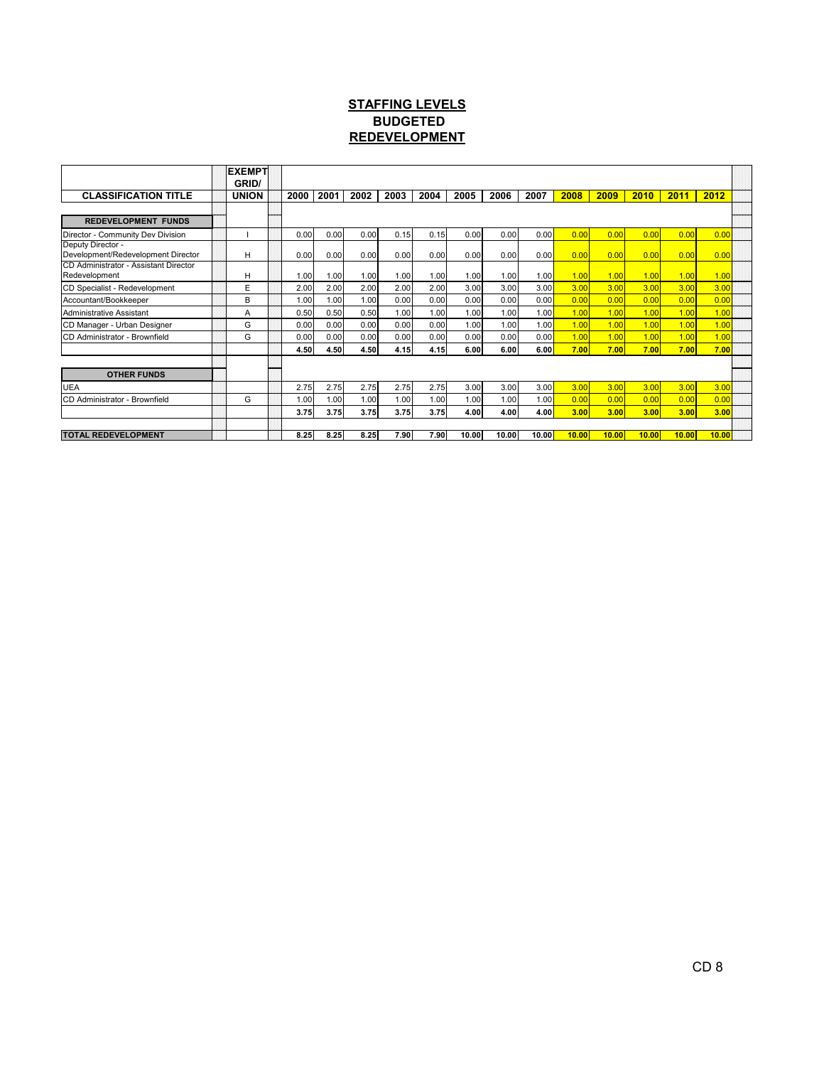## STAFFING LEVELS
## BUDGETED
## REDEVELOPMENT

| CLASSIFICATION TITLE | EXEMPT GRID/ UNION | 2000 | 2001 | 2002 | 2003 | 2004 | 2005 | 2006 | 2007 | 2008 | 2009 | 2010 | 2011 | 2012 |
|---|---|---|---|---|---|---|---|---|---|---|---|---|---|---|
| **REDEVELOPMENT FUNDS** | | | | | | | | | | | | | | |
| Director - Community Dev Division | I | 0.00 | 0.00 | 0.00 | 0.15 | 0.15 | 0.00 | 0.00 | 0.00 | 0.00 | 0.00 | 0.00 | 0.00 | 0.00 |
| Deputy Director - Development/Redevelopment Director | H | 0.00 | 0.00 | 0.00 | 0.00 | 0.00 | 0.00 | 0.00 | 0.00 | 0.00 | 0.00 | 0.00 | 0.00 | 0.00 |
| CD Administrator - Assistant Director Redevelopment | H | 1.00 | 1.00 | 1.00 | 1.00 | 1.00 | 1.00 | 1.00 | 1.00 | 1.00 | 1.00 | 1.00 | 1.00 | 1.00 |
| CD Specialist - Redevelopment | E | 2.00 | 2.00 | 2.00 | 2.00 | 2.00 | 3.00 | 3.00 | 3.00 | 3.00 | 3.00 | 3.00 | 3.00 | 3.00 |
| Accountant/Bookkeeper | B | 1.00 | 1.00 | 1.00 | 0.00 | 0.00 | 0.00 | 0.00 | 0.00 | 0.00 | 0.00 | 0.00 | 0.00 | 0.00 |
| Administrative Assistant | A | 0.50 | 0.50 | 0.50 | 1.00 | 1.00 | 1.00 | 1.00 | 1.00 | 1.00 | 1.00 | 1.00 | 1.00 | 1.00 |
| CD Manager - Urban Designer | G | 0.00 | 0.00 | 0.00 | 0.00 | 0.00 | 1.00 | 1.00 | 1.00 | 1.00 | 1.00 | 1.00 | 1.00 | 1.00 |
| CD Administrator - Brownfield | G | 0.00 | 0.00 | 0.00 | 0.00 | 0.00 | 0.00 | 0.00 | 0.00 | 1.00 | 1.00 | 1.00 | 1.00 | 1.00 |
| | | **4.50** | **4.50** | **4.50** | **4.15** | **4.15** | **6.00** | **6.00** | **6.00** | **7.00** | **7.00** | **7.00** | **7.00** | **7.00** |
| **OTHER FUNDS** | | | | | | | | | | | | | | |
| UEA | | 2.75 | 2.75 | 2.75 | 2.75 | 2.75 | 3.00 | 3.00 | 3.00 | 3.00 | 3.00 | 3.00 | 3.00 | 3.00 |
| CD Administrator - Brownfield | G | 1.00 | 1.00 | 1.00 | 1.00 | 1.00 | 1.00 | 1.00 | 1.00 | 0.00 | 0.00 | 0.00 | 0.00 | 0.00 |
| | | **3.75** | **3.75** | **3.75** | **3.75** | **3.75** | **4.00** | **4.00** | **4.00** | **3.00** | **3.00** | **3.00** | **3.00** | **3.00** |
| **TOTAL REDEVELOPMENT** | | **8.25** | **8.25** | **8.25** | **7.90** | **7.90** | **10.00** | **10.00** | **10.00** | **10.00** | **10.00** | **10.00** | **10.00** | **10.00** |